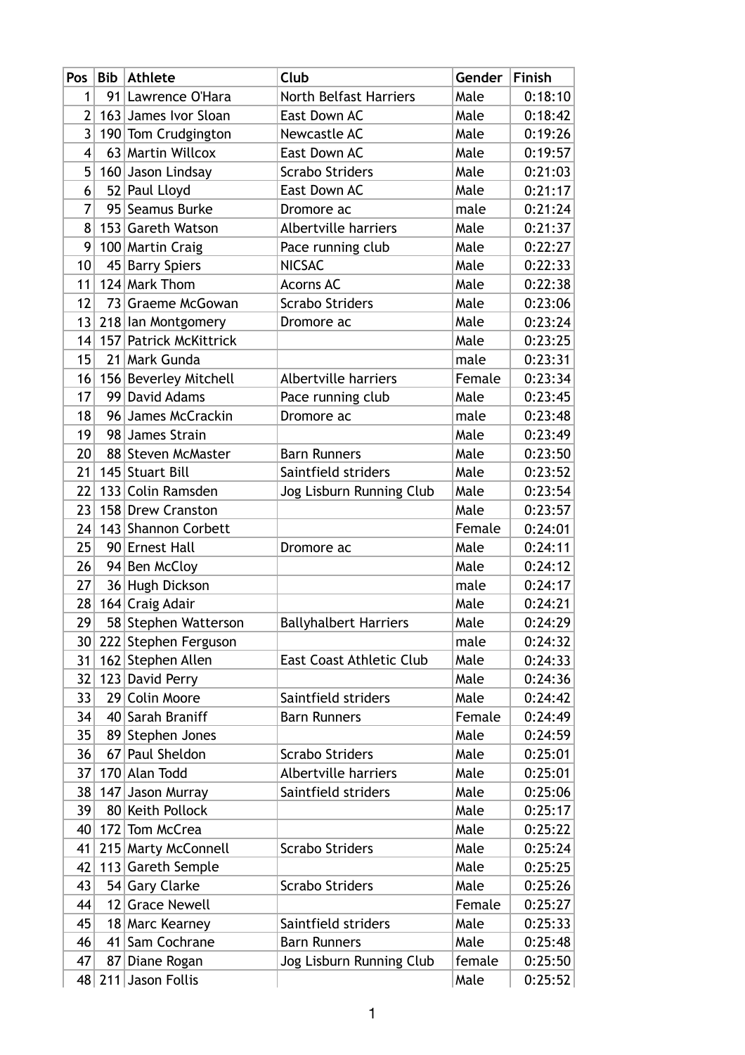| Pos | Bib | Athlete | Club | Gender | Finish |
|---|---|---|---|---|---|
| 1 | 91 | Lawrence O'Hara | North Belfast Harriers | Male | 0:18:10 |
| 2 | 163 | James Ivor Sloan | East Down AC | Male | 0:18:42 |
| 3 | 190 | Tom Crudgington | Newcastle AC | Male | 0:19:26 |
| 4 | 63 | Martin Willcox | East Down AC | Male | 0:19:57 |
| 5 | 160 | Jason Lindsay | Scrabo Striders | Male | 0:21:03 |
| 6 | 52 | Paul Lloyd | East Down AC | Male | 0:21:17 |
| 7 | 95 | Seamus Burke | Dromore ac | male | 0:21:24 |
| 8 | 153 | Gareth Watson | Albertville harriers | Male | 0:21:37 |
| 9 | 100 | Martin Craig | Pace running club | Male | 0:22:27 |
| 10 | 45 | Barry Spiers | NICSAC | Male | 0:22:33 |
| 11 | 124 | Mark Thom | Acorns AC | Male | 0:22:38 |
| 12 | 73 | Graeme McGowan | Scrabo Striders | Male | 0:23:06 |
| 13 | 218 | Ian Montgomery | Dromore ac | Male | 0:23:24 |
| 14 | 157 | Patrick McKittrick | | Male | 0:23:25 |
| 15 | 21 | Mark Gunda | | male | 0:23:31 |
| 16 | 156 | Beverley Mitchell | Albertville harriers | Female | 0:23:34 |
| 17 | 99 | David Adams | Pace running club | Male | 0:23:45 |
| 18 | 96 | James McCrackin | Dromore ac | male | 0:23:48 |
| 19 | 98 | James Strain | | Male | 0:23:49 |
| 20 | 88 | Steven McMaster | Barn Runners | Male | 0:23:50 |
| 21 | 145 | Stuart Bill | Saintfield striders | Male | 0:23:52 |
| 22 | 133 | Colin Ramsden | Jog Lisburn Running Club | Male | 0:23:54 |
| 23 | 158 | Drew Cranston | | Male | 0:23:57 |
| 24 | 143 | Shannon Corbett | | Female | 0:24:01 |
| 25 | 90 | Ernest Hall | Dromore ac | Male | 0:24:11 |
| 26 | 94 | Ben McCloy | | Male | 0:24:12 |
| 27 | 36 | Hugh Dickson | | male | 0:24:17 |
| 28 | 164 | Craig Adair | | Male | 0:24:21 |
| 29 | 58 | Stephen Watterson | Ballyhalbert Harriers | Male | 0:24:29 |
| 30 | 222 | Stephen Ferguson | | male | 0:24:32 |
| 31 | 162 | Stephen Allen | East Coast Athletic Club | Male | 0:24:33 |
| 32 | 123 | David Perry | | Male | 0:24:36 |
| 33 | 29 | Colin Moore | Saintfield striders | Male | 0:24:42 |
| 34 | 40 | Sarah Braniff | Barn Runners | Female | 0:24:49 |
| 35 | 89 | Stephen Jones | | Male | 0:24:59 |
| 36 | 67 | Paul Sheldon | Scrabo Striders | Male | 0:25:01 |
| 37 | 170 | Alan Todd | Albertville harriers | Male | 0:25:01 |
| 38 | 147 | Jason Murray | Saintfield striders | Male | 0:25:06 |
| 39 | 80 | Keith Pollock | | Male | 0:25:17 |
| 40 | 172 | Tom McCrea | | Male | 0:25:22 |
| 41 | 215 | Marty McConnell | Scrabo Striders | Male | 0:25:24 |
| 42 | 113 | Gareth Semple | | Male | 0:25:25 |
| 43 | 54 | Gary Clarke | Scrabo Striders | Male | 0:25:26 |
| 44 | 12 | Grace Newell | | Female | 0:25:27 |
| 45 | 18 | Marc Kearney | Saintfield striders | Male | 0:25:33 |
| 46 | 41 | Sam Cochrane | Barn Runners | Male | 0:25:48 |
| 47 | 87 | Diane Rogan | Jog Lisburn Running Club | female | 0:25:50 |
| 48 | 211 | Jason Follis | | Male | 0:25:52 |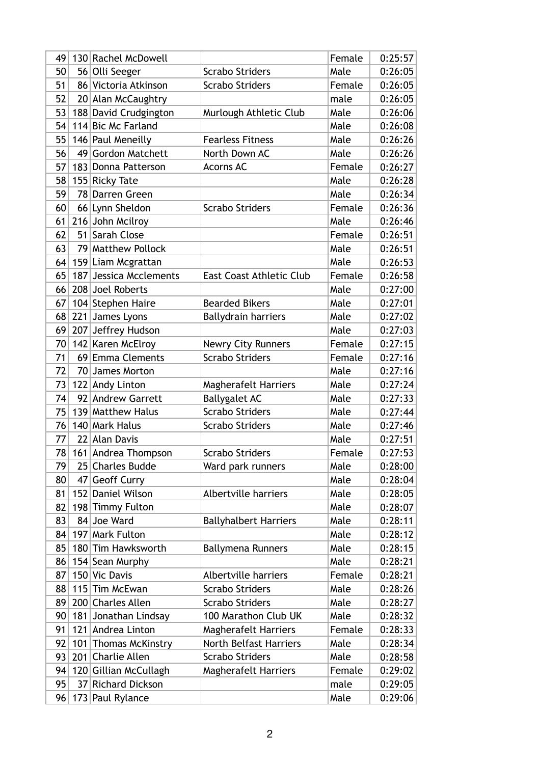| | | | | | |
|---|---|---|---|---|---|
| 49 | 130 | Rachel McDowell | | Female | 0:25:57 |
| 50 | 56 | Olli Seeger | Scrabo Striders | Male | 0:26:05 |
| 51 | 86 | Victoria Atkinson | Scrabo Striders | Female | 0:26:05 |
| 52 | 20 | Alan McCaughtry | | male | 0:26:05 |
| 53 | 188 | David Crudgington | Murlough Athletic Club | Male | 0:26:06 |
| 54 | 114 | Bic Mc Farland | | Male | 0:26:08 |
| 55 | 146 | Paul Meneilly | Fearless Fitness | Male | 0:26:26 |
| 56 | 49 | Gordon Matchett | North Down AC | Male | 0:26:26 |
| 57 | 183 | Donna Patterson | Acorns AC | Female | 0:26:27 |
| 58 | 155 | Ricky Tate | | Male | 0:26:28 |
| 59 | 78 | Darren Green | | Male | 0:26:34 |
| 60 | 66 | Lynn Sheldon | Scrabo Striders | Female | 0:26:36 |
| 61 | 216 | John Mcilroy | | Male | 0:26:46 |
| 62 | 51 | Sarah Close | | Female | 0:26:51 |
| 63 | 79 | Matthew Pollock | | Male | 0:26:51 |
| 64 | 159 | Liam Mcgrattan | | Male | 0:26:53 |
| 65 | 187 | Jessica Mcclements | East Coast Athletic Club | Female | 0:26:58 |
| 66 | 208 | Joel Roberts | | Male | 0:27:00 |
| 67 | 104 | Stephen Haire | Bearded Bikers | Male | 0:27:01 |
| 68 | 221 | James Lyons | Ballydrain harriers | Male | 0:27:02 |
| 69 | 207 | Jeffrey Hudson | | Male | 0:27:03 |
| 70 | 142 | Karen McElroy | Newry City Runners | Female | 0:27:15 |
| 71 | 69 | Emma Clements | Scrabo Striders | Female | 0:27:16 |
| 72 | 70 | James Morton | | Male | 0:27:16 |
| 73 | 122 | Andy Linton | Magherafelt Harriers | Male | 0:27:24 |
| 74 | 92 | Andrew Garrett | Ballygalet AC | Male | 0:27:33 |
| 75 | 139 | Matthew Halus | Scrabo Striders | Male | 0:27:44 |
| 76 | 140 | Mark Halus | Scrabo Striders | Male | 0:27:46 |
| 77 | 22 | Alan Davis | | Male | 0:27:51 |
| 78 | 161 | Andrea Thompson | Scrabo Striders | Female | 0:27:53 |
| 79 | 25 | Charles Budde | Ward park runners | Male | 0:28:00 |
| 80 | 47 | Geoff Curry | | Male | 0:28:04 |
| 81 | 152 | Daniel Wilson | Albertville harriers | Male | 0:28:05 |
| 82 | 198 | Timmy Fulton | | Male | 0:28:07 |
| 83 | 84 | Joe Ward | Ballyhalbert Harriers | Male | 0:28:11 |
| 84 | 197 | Mark Fulton | | Male | 0:28:12 |
| 85 | 180 | Tim Hawksworth | Ballymena Runners | Male | 0:28:15 |
| 86 | 154 | Sean Murphy | | Male | 0:28:21 |
| 87 | 150 | Vic Davis | Albertville harriers | Female | 0:28:21 |
| 88 | 115 | Tim McEwan | Scrabo Striders | Male | 0:28:26 |
| 89 | 200 | Charles Allen | Scrabo Striders | Male | 0:28:27 |
| 90 | 181 | Jonathan Lindsay | 100 Marathon Club UK | Male | 0:28:32 |
| 91 | 121 | Andrea Linton | Magherafelt Harriers | Female | 0:28:33 |
| 92 | 101 | Thomas McKinstry | North Belfast Harriers | Male | 0:28:34 |
| 93 | 201 | Charlie Allen | Scrabo Striders | Male | 0:28:58 |
| 94 | 120 | Gillian McCullagh | Magherafelt Harriers | Female | 0:29:02 |
| 95 | 37 | Richard Dickson | | male | 0:29:05 |
| 96 | 173 | Paul Rylance | | Male | 0:29:06 |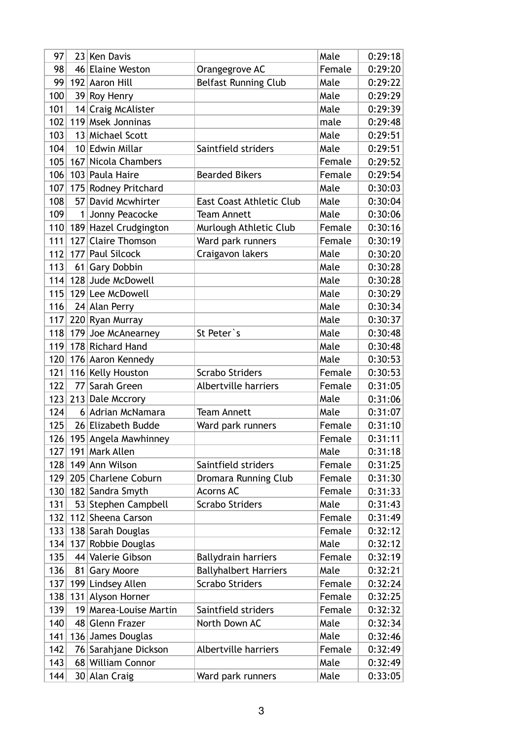| 97 | 23 | Ken Davis | | Male | 0:29:18 |
|---|---|---|---|---|---|
| 98 | 46 | Elaine Weston | Orangegrove AC | Female | 0:29:20 |
| 99 | 192 | Aaron Hill | Belfast Running Club | Male | 0:29:22 |
| 100 | 39 | Roy Henry | | Male | 0:29:29 |
| 101 | 14 | Craig McAlister | | Male | 0:29:39 |
| 102 | 119 | Msek Jonninas | | male | 0:29:48 |
| 103 | 13 | Michael Scott | | Male | 0:29:51 |
| 104 | 10 | Edwin Millar | Saintfield striders | Male | 0:29:51 |
| 105 | 167 | Nicola Chambers | | Female | 0:29:52 |
| 106 | 103 | Paula Haire | Bearded Bikers | Female | 0:29:54 |
| 107 | 175 | Rodney Pritchard | | Male | 0:30:03 |
| 108 | 57 | David Mcwhirter | East Coast Athletic Club | Male | 0:30:04 |
| 109 | 1 | Jonny Peacocke | Team Annett | Male | 0:30:06 |
| 110 | 189 | Hazel Crudgington | Murlough Athletic Club | Female | 0:30:16 |
| 111 | 127 | Claire Thomson | Ward park runners | Female | 0:30:19 |
| 112 | 177 | Paul Silcock | Craigavon lakers | Male | 0:30:20 |
| 113 | 61 | Gary Dobbin | | Male | 0:30:28 |
| 114 | 128 | Jude McDowell | | Male | 0:30:28 |
| 115 | 129 | Lee McDowell | | Male | 0:30:29 |
| 116 | 24 | Alan Perry | | Male | 0:30:34 |
| 117 | 220 | Ryan Murray | | Male | 0:30:37 |
| 118 | 179 | Joe McAnearney | St Peter`s | Male | 0:30:48 |
| 119 | 178 | Richard Hand | | Male | 0:30:48 |
| 120 | 176 | Aaron Kennedy | | Male | 0:30:53 |
| 121 | 116 | Kelly Houston | Scrabo Striders | Female | 0:30:53 |
| 122 | 77 | Sarah Green | Albertville harriers | Female | 0:31:05 |
| 123 | 213 | Dale Mccrory | | Male | 0:31:06 |
| 124 | 6 | Adrian McNamara | Team Annett | Male | 0:31:07 |
| 125 | 26 | Elizabeth Budde | Ward park runners | Female | 0:31:10 |
| 126 | 195 | Angela Mawhinney | | Female | 0:31:11 |
| 127 | 191 | Mark Allen | | Male | 0:31:18 |
| 128 | 149 | Ann Wilson | Saintfield striders | Female | 0:31:25 |
| 129 | 205 | Charlene Coburn | Dromara Running Club | Female | 0:31:30 |
| 130 | 182 | Sandra Smyth | Acorns AC | Female | 0:31:33 |
| 131 | 53 | Stephen Campbell | Scrabo Striders | Male | 0:31:43 |
| 132 | 112 | Sheena Carson | | Female | 0:31:49 |
| 133 | 138 | Sarah Douglas | | Female | 0:32:12 |
| 134 | 137 | Robbie Douglas | | Male | 0:32:12 |
| 135 | 44 | Valerie Gibson | Ballydrain harriers | Female | 0:32:19 |
| 136 | 81 | Gary Moore | Ballyhalbert Harriers | Male | 0:32:21 |
| 137 | 199 | Lindsey Allen | Scrabo Striders | Female | 0:32:24 |
| 138 | 131 | Alyson Horner | | Female | 0:32:25 |
| 139 | 19 | Marea-Louise Martin | Saintfield striders | Female | 0:32:32 |
| 140 | 48 | Glenn Frazer | North Down AC | Male | 0:32:34 |
| 141 | 136 | James Douglas | | Male | 0:32:46 |
| 142 | 76 | Sarahjane Dickson | Albertville harriers | Female | 0:32:49 |
| 143 | 68 | William Connor | | Male | 0:32:49 |
| 144 | 30 | Alan Craig | Ward park runners | Male | 0:33:05 |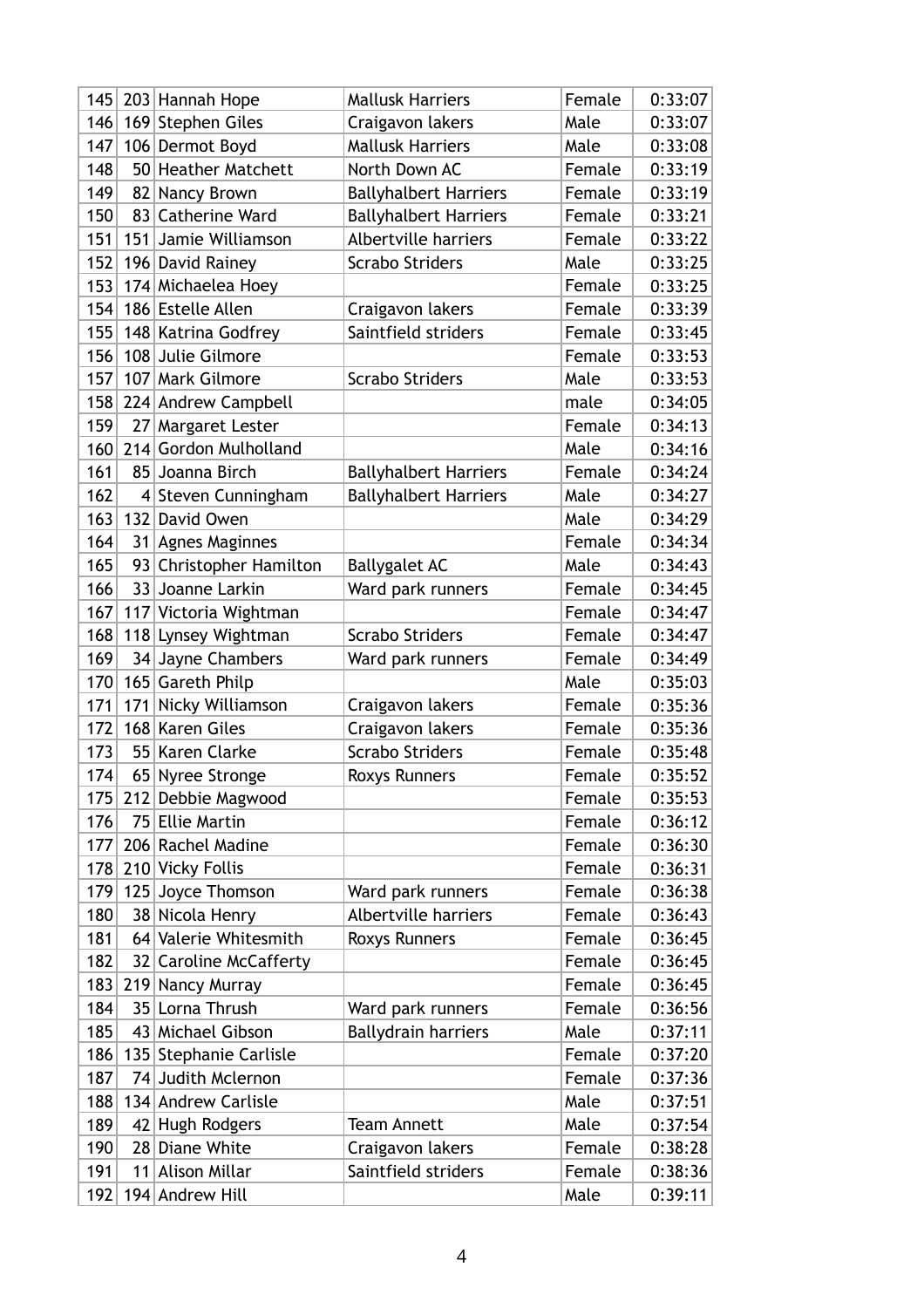| | | | | | |
|---|---|---|---|---|---|
| 145 | 203 | Hannah Hope | Mallusk Harriers | Female | 0:33:07 |
| 146 | 169 | Stephen Giles | Craigavon lakers | Male | 0:33:07 |
| 147 | 106 | Dermot Boyd | Mallusk Harriers | Male | 0:33:08 |
| 148 | 50 | Heather Matchett | North Down AC | Female | 0:33:19 |
| 149 | 82 | Nancy Brown | Ballyhalbert Harriers | Female | 0:33:19 |
| 150 | 83 | Catherine Ward | Ballyhalbert Harriers | Female | 0:33:21 |
| 151 | 151 | Jamie Williamson | Albertville harriers | Female | 0:33:22 |
| 152 | 196 | David Rainey | Scrabo Striders | Male | 0:33:25 |
| 153 | 174 | Michaelea Hoey | | Female | 0:33:25 |
| 154 | 186 | Estelle Allen | Craigavon lakers | Female | 0:33:39 |
| 155 | 148 | Katrina Godfrey | Saintfield striders | Female | 0:33:45 |
| 156 | 108 | Julie Gilmore | | Female | 0:33:53 |
| 157 | 107 | Mark Gilmore | Scrabo Striders | Male | 0:33:53 |
| 158 | 224 | Andrew Campbell | | male | 0:34:05 |
| 159 | 27 | Margaret Lester | | Female | 0:34:13 |
| 160 | 214 | Gordon Mulholland | | Male | 0:34:16 |
| 161 | 85 | Joanna Birch | Ballyhalbert Harriers | Female | 0:34:24 |
| 162 | 4 | Steven Cunningham | Ballyhalbert Harriers | Male | 0:34:27 |
| 163 | 132 | David Owen | | Male | 0:34:29 |
| 164 | 31 | Agnes Maginnes | | Female | 0:34:34 |
| 165 | 93 | Christopher Hamilton | Ballygalet AC | Male | 0:34:43 |
| 166 | 33 | Joanne Larkin | Ward park runners | Female | 0:34:45 |
| 167 | 117 | Victoria Wightman | | Female | 0:34:47 |
| 168 | 118 | Lynsey Wightman | Scrabo Striders | Female | 0:34:47 |
| 169 | 34 | Jayne Chambers | Ward park runners | Female | 0:34:49 |
| 170 | 165 | Gareth Philp | | Male | 0:35:03 |
| 171 | 171 | Nicky Williamson | Craigavon lakers | Female | 0:35:36 |
| 172 | 168 | Karen Giles | Craigavon lakers | Female | 0:35:36 |
| 173 | 55 | Karen Clarke | Scrabo Striders | Female | 0:35:48 |
| 174 | 65 | Nyree Stronge | Roxys Runners | Female | 0:35:52 |
| 175 | 212 | Debbie Magwood | | Female | 0:35:53 |
| 176 | 75 | Ellie Martin | | Female | 0:36:12 |
| 177 | 206 | Rachel Madine | | Female | 0:36:30 |
| 178 | 210 | Vicky Follis | | Female | 0:36:31 |
| 179 | 125 | Joyce Thomson | Ward park runners | Female | 0:36:38 |
| 180 | 38 | Nicola Henry | Albertville harriers | Female | 0:36:43 |
| 181 | 64 | Valerie Whitesmith | Roxys Runners | Female | 0:36:45 |
| 182 | 32 | Caroline McCafferty | | Female | 0:36:45 |
| 183 | 219 | Nancy Murray | | Female | 0:36:45 |
| 184 | 35 | Lorna Thrush | Ward park runners | Female | 0:36:56 |
| 185 | 43 | Michael Gibson | Ballydrain harriers | Male | 0:37:11 |
| 186 | 135 | Stephanie Carlisle | | Female | 0:37:20 |
| 187 | 74 | Judith Mclernon | | Female | 0:37:36 |
| 188 | 134 | Andrew Carlisle | | Male | 0:37:51 |
| 189 | 42 | Hugh Rodgers | Team Annett | Male | 0:37:54 |
| 190 | 28 | Diane White | Craigavon lakers | Female | 0:38:28 |
| 191 | 11 | Alison Millar | Saintfield striders | Female | 0:38:36 |
| 192 | 194 | Andrew Hill | | Male | 0:39:11 |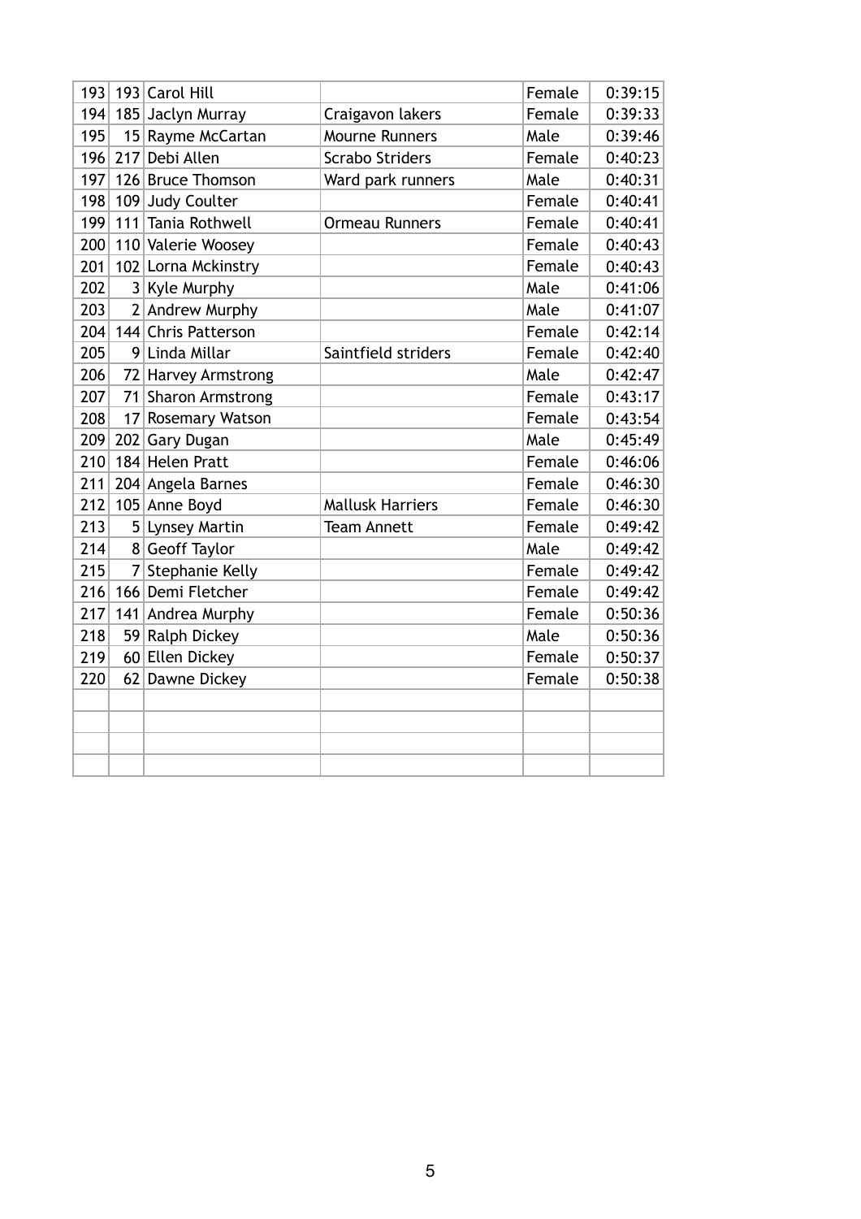| | | | | | |
|---|---|---|---|---|---|
| 193 | 193 | Carol Hill | | Female | 0:39:15 |
| 194 | 185 | Jaclyn Murray | Craigavon lakers | Female | 0:39:33 |
| 195 | 15 | Rayme McCartan | Mourne Runners | Male | 0:39:46 |
| 196 | 217 | Debi Allen | Scrabo Striders | Female | 0:40:23 |
| 197 | 126 | Bruce Thomson | Ward park runners | Male | 0:40:31 |
| 198 | 109 | Judy Coulter | | Female | 0:40:41 |
| 199 | 111 | Tania Rothwell | Ormeau Runners | Female | 0:40:41 |
| 200 | 110 | Valerie Woosey | | Female | 0:40:43 |
| 201 | 102 | Lorna Mckinstry | | Female | 0:40:43 |
| 202 | 3 | Kyle Murphy | | Male | 0:41:06 |
| 203 | 2 | Andrew Murphy | | Male | 0:41:07 |
| 204 | 144 | Chris Patterson | | Female | 0:42:14 |
| 205 | 9 | Linda Millar | Saintfield striders | Female | 0:42:40 |
| 206 | 72 | Harvey Armstrong | | Male | 0:42:47 |
| 207 | 71 | Sharon Armstrong | | Female | 0:43:17 |
| 208 | 17 | Rosemary Watson | | Female | 0:43:54 |
| 209 | 202 | Gary Dugan | | Male | 0:45:49 |
| 210 | 184 | Helen Pratt | | Female | 0:46:06 |
| 211 | 204 | Angela Barnes | | Female | 0:46:30 |
| 212 | 105 | Anne Boyd | Mallusk Harriers | Female | 0:46:30 |
| 213 | 5 | Lynsey Martin | Team Annett | Female | 0:49:42 |
| 214 | 8 | Geoff Taylor | | Male | 0:49:42 |
| 215 | 7 | Stephanie Kelly | | Female | 0:49:42 |
| 216 | 166 | Demi Fletcher | | Female | 0:49:42 |
| 217 | 141 | Andrea Murphy | | Female | 0:50:36 |
| 218 | 59 | Ralph Dickey | | Male | 0:50:36 |
| 219 | 60 | Ellen Dickey | | Female | 0:50:37 |
| 220 | 62 | Dawne Dickey | | Female | 0:50:38 |
| | | | | | |
| | | | | | |
| | | | | | |
| | | | | | |